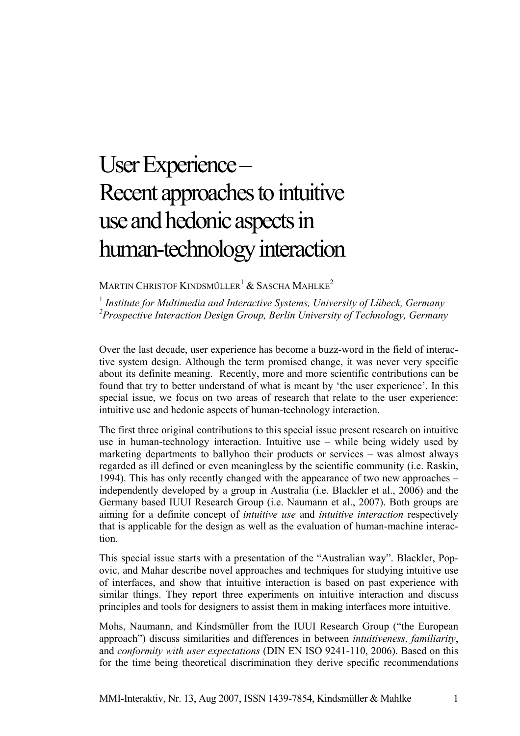# User Experience – Recent approaches to intuitive use and hedonic aspects in human-technology interaction

MARTIN CHRISTOF KINDSMÜLLER[1] & SASCHA MAHLKE[2]

[1] *Institute for Multimedia and Interactive Systems, University of Lübeck, Germany*
[2] *Prospective Interaction Design Group, Berlin University of Technology, Germany*

Over the last decade, user experience has become a buzz-word in the field of interactive system design. Although the term promised change, it was never very specific about its definite meaning. Recently, more and more scientific contributions can be found that try to better understand of what is meant by 'the user experience'. In this special issue, we focus on two areas of research that relate to the user experience: intuitive use and hedonic aspects of human-technology interaction.

The first three original contributions to this special issue present research on intuitive use in human-technology interaction. Intuitive use – while being widely used by marketing departments to ballyhoo their products or services – was almost always regarded as ill defined or even meaningless by the scientific community (i.e. Raskin, 1994). This has only recently changed with the appearance of two new approaches – independently developed by a group in Australia (i.e. Blackler et al., 2006) and the Germany based IUUI Research Group (i.e. Naumann et al., 2007). Both groups are aiming for a definite concept of *intuitive use* and *intuitive interaction* respectively that is applicable for the design as well as the evaluation of human-machine interaction.

This special issue starts with a presentation of the "Australian way". Blackler, Popovic, and Mahar describe novel approaches and techniques for studying intuitive use of interfaces, and show that intuitive interaction is based on past experience with similar things. They report three experiments on intuitive interaction and discuss principles and tools for designers to assist them in making interfaces more intuitive.

Mohs, Naumann, and Kindsmüller from the IUUI Research Group ("the European approach") discuss similarities and differences in between *intuitiveness*, *familiarity*, and *conformity with user expectations* (DIN EN ISO 9241-110, 2006). Based on this for the time being theoretical discrimination they derive specific recommendations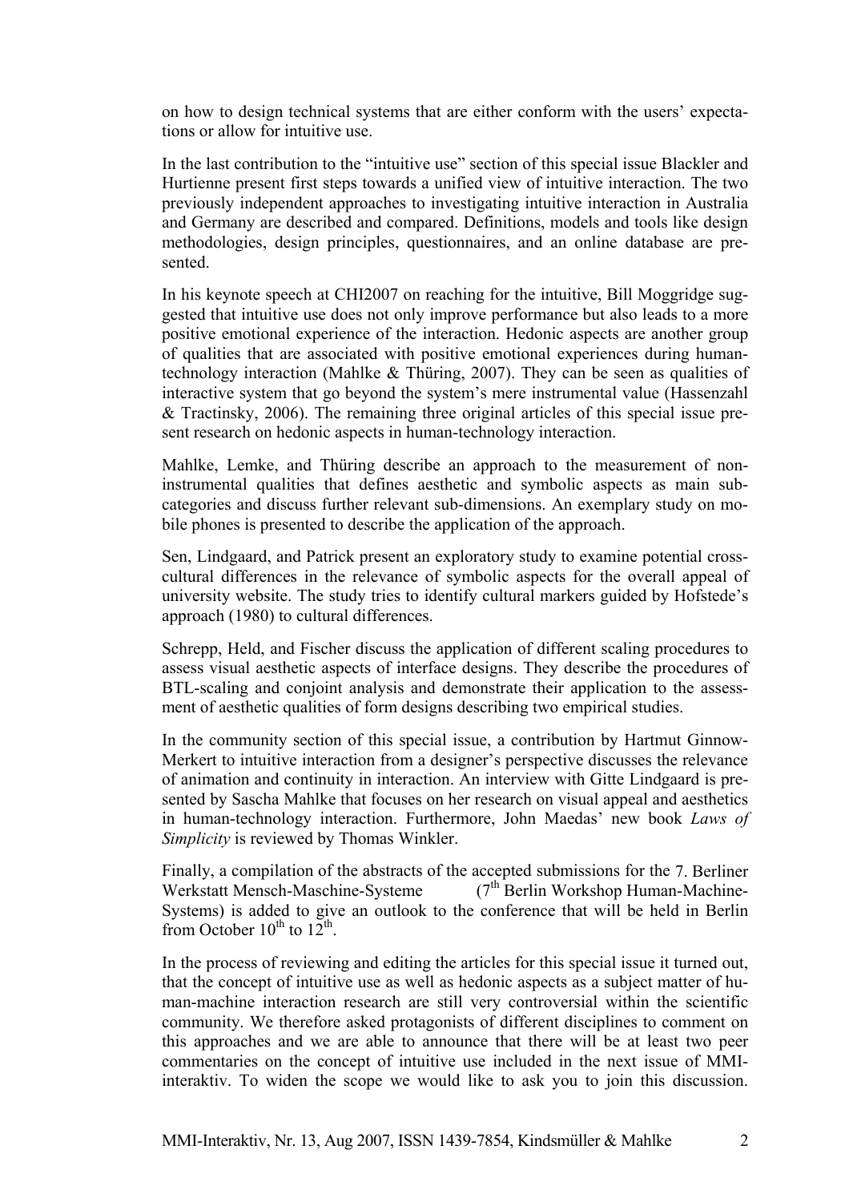on how to design technical systems that are either conform with the users' expectations or allow for intuitive use.

In the last contribution to the "intuitive use" section of this special issue Blackler and Hurtienne present first steps towards a unified view of intuitive interaction. The two previously independent approaches to investigating intuitive interaction in Australia and Germany are described and compared. Definitions, models and tools like design methodologies, design principles, questionnaires, and an online database are presented.

In his keynote speech at CHI2007 on reaching for the intuitive, Bill Moggridge suggested that intuitive use does not only improve performance but also leads to a more positive emotional experience of the interaction. Hedonic aspects are another group of qualities that are associated with positive emotional experiences during human-technology interaction (Mahlke & Thüring, 2007). They can be seen as qualities of interactive system that go beyond the system's mere instrumental value (Hassenzahl & Tractinsky, 2006). The remaining three original articles of this special issue present research on hedonic aspects in human-technology interaction.

Mahlke, Lemke, and Thüring describe an approach to the measurement of non-instrumental qualities that defines aesthetic and symbolic aspects as main sub-categories and discuss further relevant sub-dimensions. An exemplary study on mobile phones is presented to describe the application of the approach.

Sen, Lindgaard, and Patrick present an exploratory study to examine potential cross-cultural differences in the relevance of symbolic aspects for the overall appeal of university website. The study tries to identify cultural markers guided by Hofstede's approach (1980) to cultural differences.

Schrepp, Held, and Fischer discuss the application of different scaling procedures to assess visual aesthetic aspects of interface designs. They describe the procedures of BTL-scaling and conjoint analysis and demonstrate their application to the assessment of aesthetic qualities of form designs describing two empirical studies.

In the community section of this special issue, a contribution by Hartmut Ginnow-Merkert to intuitive interaction from a designer's perspective discusses the relevance of animation and continuity in interaction. An interview with Gitte Lindgaard is presented by Sascha Mahlke that focuses on her research on visual appeal and aesthetics in human-technology interaction. Furthermore, John Maedas' new book *Laws of Simplicity* is reviewed by Thomas Winkler.

Finally, a compilation of the abstracts of the accepted submissions for the 7. Berliner Werkstatt Mensch-Maschine-Systeme (7th Berlin Workshop Human-Machine-Systems) is added to give an outlook to the conference that will be held in Berlin from October 10th to 12th.

In the process of reviewing and editing the articles for this special issue it turned out, that the concept of intuitive use as well as hedonic aspects as a subject matter of human-machine interaction research are still very controversial within the scientific community. We therefore asked protagonists of different disciplines to comment on this approaches and we are able to announce that there will be at least two peer commentaries on the concept of intuitive use included in the next issue of MMI-interaktiv. To widen the scope we would like to ask you to join this discussion.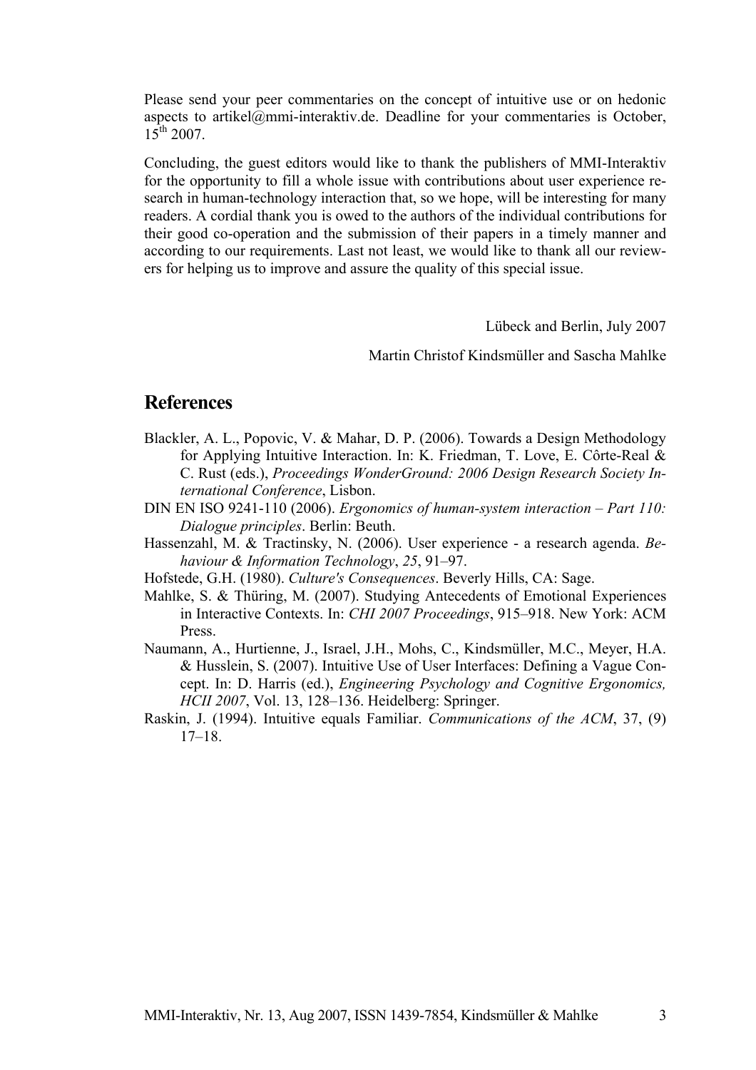Please send your peer commentaries on the concept of intuitive use or on hedonic aspects to artikel@mmi-interaktiv.de. Deadline for your commentaries is October, 15th 2007.

Concluding, the guest editors would like to thank the publishers of MMI-Interaktiv for the opportunity to fill a whole issue with contributions about user experience research in human-technology interaction that, so we hope, will be interesting for many readers. A cordial thank you is owed to the authors of the individual contributions for their good co-operation and the submission of their papers in a timely manner and according to our requirements. Last not least, we would like to thank all our reviewers for helping us to improve and assure the quality of this special issue.

Lübeck and Berlin, July 2007

Martin Christof Kindsmüller and Sascha Mahlke

## References

Blackler, A. L., Popovic, V. & Mahar, D. P. (2006). Towards a Design Methodology for Applying Intuitive Interaction. In: K. Friedman, T. Love, E. Côrte-Real & C. Rust (eds.), *Proceedings WonderGround: 2006 Design Research Society International Conference*, Lisbon.

DIN EN ISO 9241-110 (2006). *Ergonomics of human-system interaction – Part 110: Dialogue principles*. Berlin: Beuth.

Hassenzahl, M. & Tractinsky, N. (2006). User experience - a research agenda. *Behaviour & Information Technology*, *25*, 91–97.

Hofstede, G.H. (1980). *Culture's Consequences*. Beverly Hills, CA: Sage.

Mahlke, S. & Thüring, M. (2007). Studying Antecedents of Emotional Experiences in Interactive Contexts. In: *CHI 2007 Proceedings*, 915–918. New York: ACM Press.

Naumann, A., Hurtienne, J., Israel, J.H., Mohs, C., Kindsmüller, M.C., Meyer, H.A. & Husslein, S. (2007). Intuitive Use of User Interfaces: Defining a Vague Concept. In: D. Harris (ed.), *Engineering Psychology and Cognitive Ergonomics, HCII 2007*, Vol. 13, 128–136. Heidelberg: Springer.

Raskin, J. (1994). Intuitive equals Familiar. *Communications of the ACM*, 37, (9) 17–18.